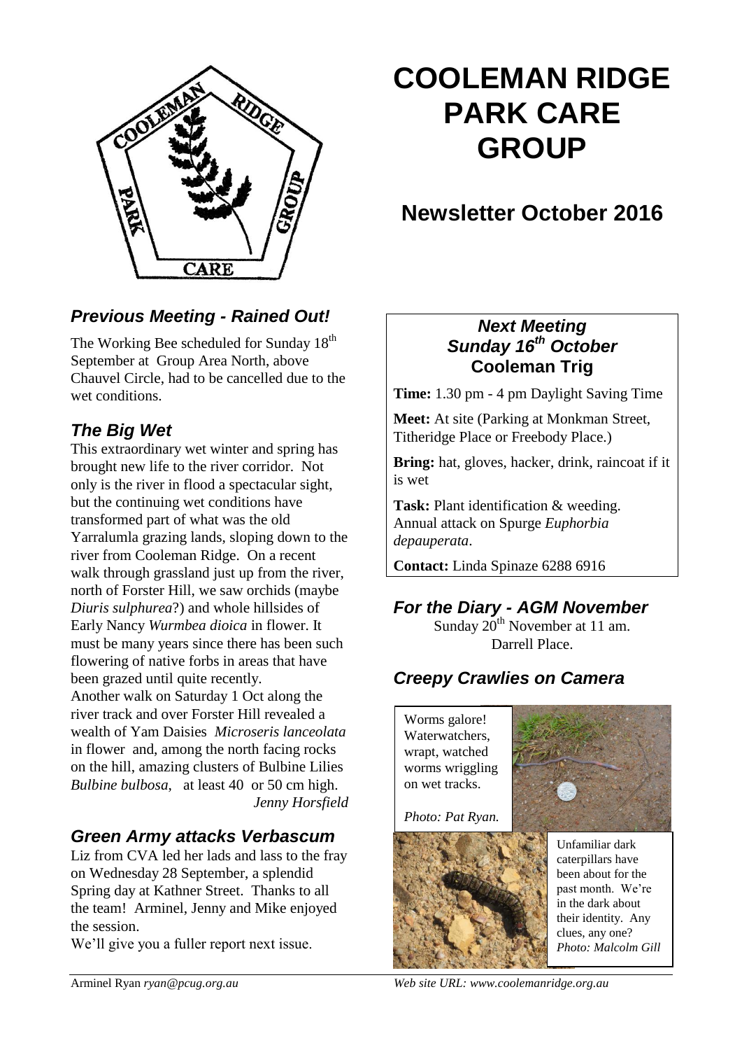# COOLEMAN RIDGE PARK CARE GROUP

## Newsletter October 2016

### *Previous Meeting - Rained Out!*

The Working Bee scheduled for Sunday 18th September at Group Area North, above Chauvel Circle, had to be cancelled due to the wet conditions.

### *The Big Wet*

This extraordinary wet winter and spring has brought new life to the river corridor. Not only is the river in flood a spectacular sight, but the continuing wet conditions have transformed part of what was the old Yarralumla grazing lands, sloping down to the river from Cooleman Ridge. On a recent walk through grassland just up from the river, north of Forster Hill, we saw orchids (maybe *Diuris sulphurea*?) and whole hillsides of Early Nancy *Wurmbea dioica* in flower. It must be many years since there has been such flowering of native forbs in areas that have been grazed until quite recently.

Another walk on Saturday 1 Oct along the river track and over Forster Hill revealed a wealth of Yam Daisies *Microseris lanceolata* in flower and, among the north facing rocks on the hill, amazing clusters of Bulbine Lilies *Bulbine bulbosa*, at least 40 or 50 cm high.

*Jenny Horsfield*

### *Green Army attacks Verbascum*

Liz from CVA led her lads and lass to the fray on Wednesday 28 September, a splendid Spring day at Kathner Street. Thanks to all the team! Arminel, Jenny and Mike enjoyed the session.

We'll give you a fuller report next issue.

### *Next Meeting*
### *Sunday 16th October*
### **Cooleman Trig**

**Time:** 1.30 pm - 4 pm Daylight Saving Time

**Meet:** At site (Parking at Monkman Street, Titheridge Place or Freebody Place.)

**Bring:** hat, gloves, hacker, drink, raincoat if it is wet

**Task:** Plant identification & weeding. Annual attack on Spurge *Euphorbia depauperata*.

**Contact:** Linda Spinaze 6288 6916

### *For the Diary - AGM November*

Sunday 20th November at 11 am.
Darrell Place.

### *Creepy Crawlies on Camera*

Worms galore! Waterwatchers, wrapt, watched worms wriggling on wet tracks.

*Photo: Pat Ryan.*

Unfamiliar dark caterpillars have been about for the past month. We're in the dark about their identity. Any clues, any one?
*Photo: Malcolm Gill*

Arminel Ryan *ryan@pcug.org.au*

*Web site URL: www.coolemanridge.org.au*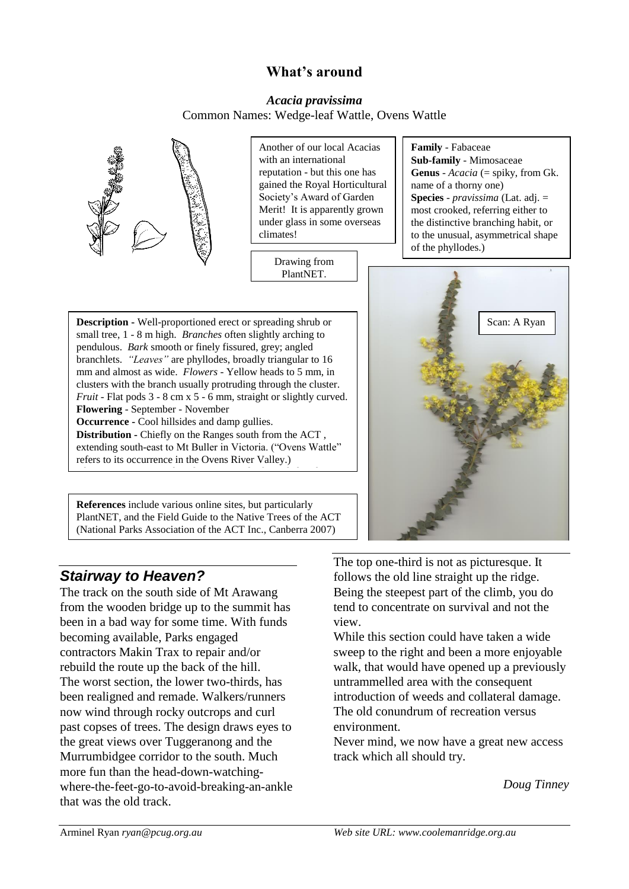## What's around

### *Acacia pravissima*

Common Names: Wedge-leaf Wattle, Ovens Wattle

Another of our local Acacias with an international reputation - but this one has gained the Royal Horticultural Society's Award of Garden Merit! It is apparently grown under glass in some overseas climates!

Drawing from PlantNET.

**Family** - Fabaceae
**Sub-family** - Mimosaceae
**Genus** - *Acacia* (= spiky, from Gk. name of a thorny one)
**Species** - *pravissima* (Lat. adj. = most crooked, referring either to the distinctive branching habit, or to the unusual, asymmetrical shape of the phyllodes.)

Scan: A Ryan

**Description** - Well-proportioned erect or spreading shrub or small tree, 1 - 8 m high. *Branches* often slightly arching to pendulous. *Bark* smooth or finely fissured, grey; angled branchlets. *"Leaves"* are phyllodes, broadly triangular to 16 mm and almost as wide. *Flowers* - Yellow heads to 5 mm, in clusters with the branch usually protruding through the cluster. *Fruit* - Flat pods 3 - 8 cm x 5 - 6 mm, straight or slightly curved.
**Flowering** - September - November
**Occurrence** - Cool hillsides and damp gullies.
**Distribution** - Chiefly on the Ranges south from the ACT , extending south-east to Mt Buller in Victoria. ("Ovens Wattle" refers to its occurrence in the Ovens River Valley.)

**References** include various online sites, but particularly PlantNET, and the Field Guide to the Native Trees of the ACT (National Parks Association of the ACT Inc., Canberra 2007)

## *Stairway to Heaven?*

The track on the south side of Mt Arawang from the wooden bridge up to the summit has been in a bad way for some time. With funds becoming available, Parks engaged contractors Makin Trax to repair and/or rebuild the route up the back of the hill.
The worst section, the lower two-thirds, has been realigned and remade. Walkers/runners now wind through rocky outcrops and curl past copses of trees. The design draws eyes to the great views over Tuggeranong and the Murrumbidgee corridor to the south. Much more fun than the head-down-watching-where-the-feet-go-to-avoid-breaking-an-ankle that was the old track.

The top one-third is not as picturesque. It follows the old line straight up the ridge. Being the steepest part of the climb, you do tend to concentrate on survival and not the view.
While this section could have taken a wide sweep to the right and been a more enjoyable walk, that would have opened up a previously untrammelled area with the consequent introduction of weeds and collateral damage. The old conundrum of recreation versus environment.
Never mind, we now have a great new access track which all should try.

*Doug Tinney*